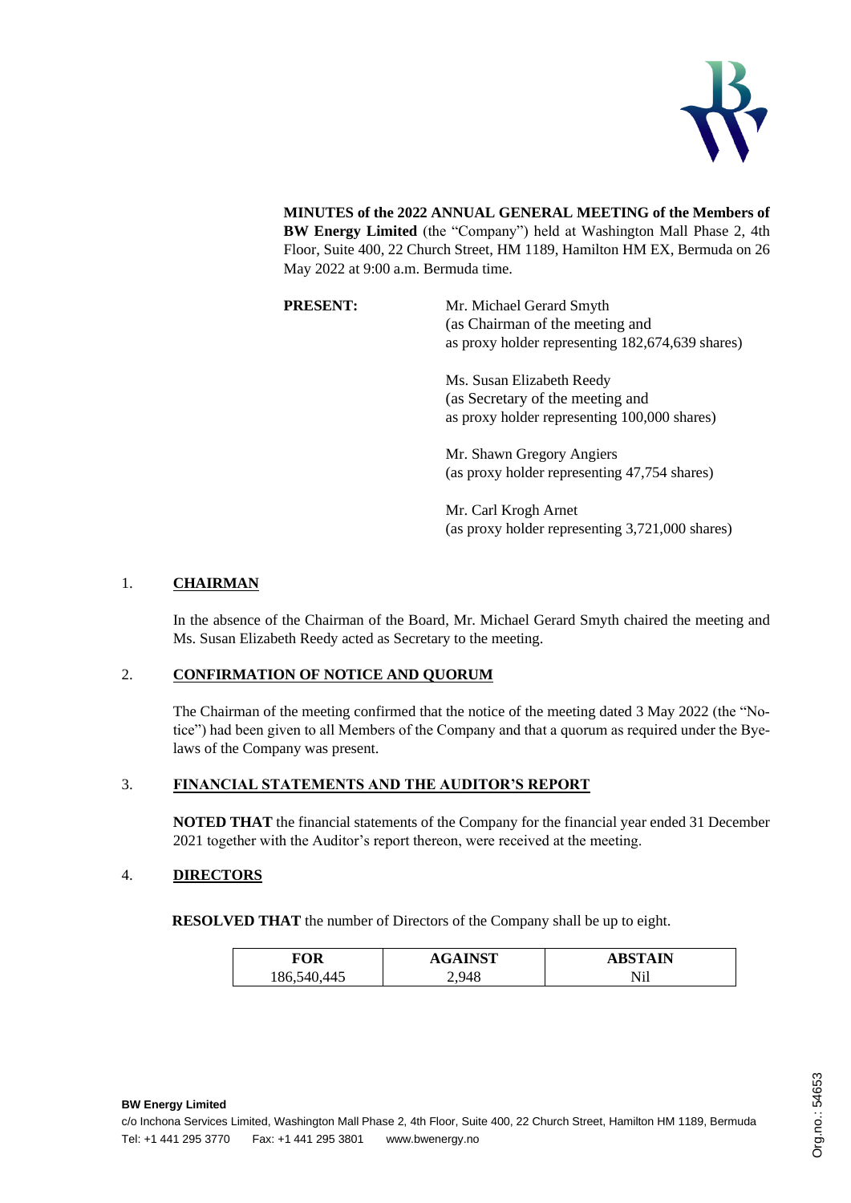**MINUTES of the 2022 ANNUAL GENERAL MEETING of the Members of BW Energy Limited** (the "Company") held at Washington Mall Phase 2, 4th Floor, Suite 400, 22 Church Street, HM 1189, Hamilton HM EX, Bermuda on 26 May 2022 at 9:00 a.m. Bermuda time.

**PRESENT:**

Mr. Michael Gerard Smyth
(as Chairman of the meeting and
as proxy holder representing 182,674,639 shares)

Ms. Susan Elizabeth Reedy
(as Secretary of the meeting and
as proxy holder representing 100,000 shares)

Mr. Shawn Gregory Angiers
(as proxy holder representing 47,754 shares)

Mr. Carl Krogh Arnet
(as proxy holder representing 3,721,000 shares)

## 1. CHAIRMAN

In the absence of the Chairman of the Board, Mr. Michael Gerard Smyth chaired the meeting and Ms. Susan Elizabeth Reedy acted as Secretary to the meeting.

## 2. CONFIRMATION OF NOTICE AND QUORUM

The Chairman of the meeting confirmed that the notice of the meeting dated 3 May 2022 (the "Notice") had been given to all Members of the Company and that a quorum as required under the Bye-laws of the Company was present.

## 3. FINANCIAL STATEMENTS AND THE AUDITOR'S REPORT

**NOTED THAT** the financial statements of the Company for the financial year ended 31 December 2021 together with the Auditor's report thereon, were received at the meeting.

## 4. DIRECTORS

**RESOLVED THAT** the number of Directors of the Company shall be up to eight.

| FOR | AGAINST | ABSTAIN |
|---|---|---|
| 186,540,445 | 2,948 | Nil |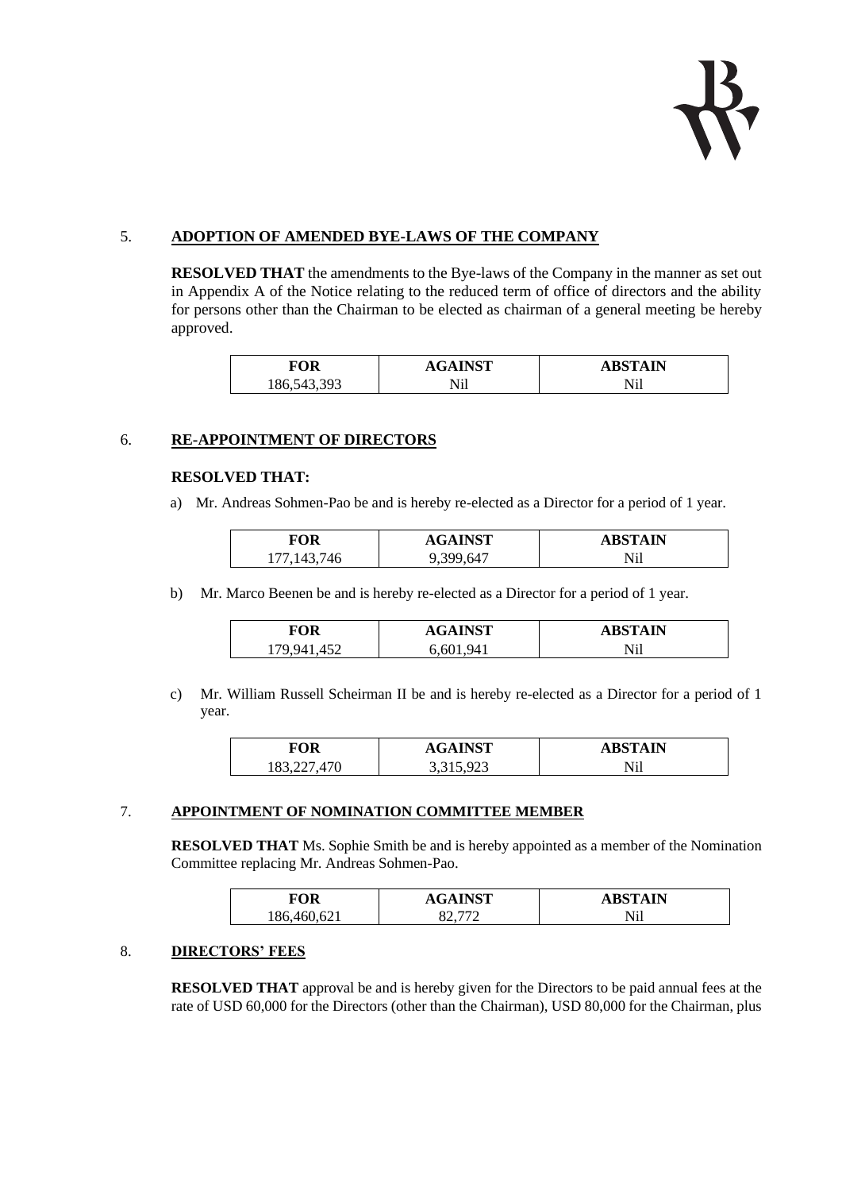5. **ADOPTION OF AMENDED BYE-LAWS OF THE COMPANY**

**RESOLVED THAT** the amendments to the Bye-laws of the Company in the manner as set out in Appendix A of the Notice relating to the reduced term of office of directors and the ability for persons other than the Chairman to be elected as chairman of a general meeting be hereby approved.

| FOR | AGAINST | ABSTAIN |
|---|---|---|
| 186,543,393 | Nil | Nil |

6. **RE-APPOINTMENT OF DIRECTORS**

**RESOLVED THAT:**

a) Mr. Andreas Sohmen-Pao be and is hereby re-elected as a Director for a period of 1 year.

| FOR | AGAINST | ABSTAIN |
|---|---|---|
| 177,143,746 | 9,399,647 | Nil |

b) Mr. Marco Beenen be and is hereby re-elected as a Director for a period of 1 year.

| FOR | AGAINST | ABSTAIN |
|---|---|---|
| 179,941,452 | 6,601,941 | Nil |

c) Mr. William Russell Scheirman II be and is hereby re-elected as a Director for a period of 1 year.

| FOR | AGAINST | ABSTAIN |
|---|---|---|
| 183,227,470 | 3,315,923 | Nil |

7. **APPOINTMENT OF NOMINATION COMMITTEE MEMBER**

**RESOLVED THAT** Ms. Sophie Smith be and is hereby appointed as a member of the Nomination Committee replacing Mr. Andreas Sohmen-Pao.

| FOR | AGAINST | ABSTAIN |
|---|---|---|
| 186,460,621 | 82,772 | Nil |

8. **DIRECTORS' FEES**

**RESOLVED THAT** approval be and is hereby given for the Directors to be paid annual fees at the rate of USD 60,000 for the Directors (other than the Chairman), USD 80,000 for the Chairman, plus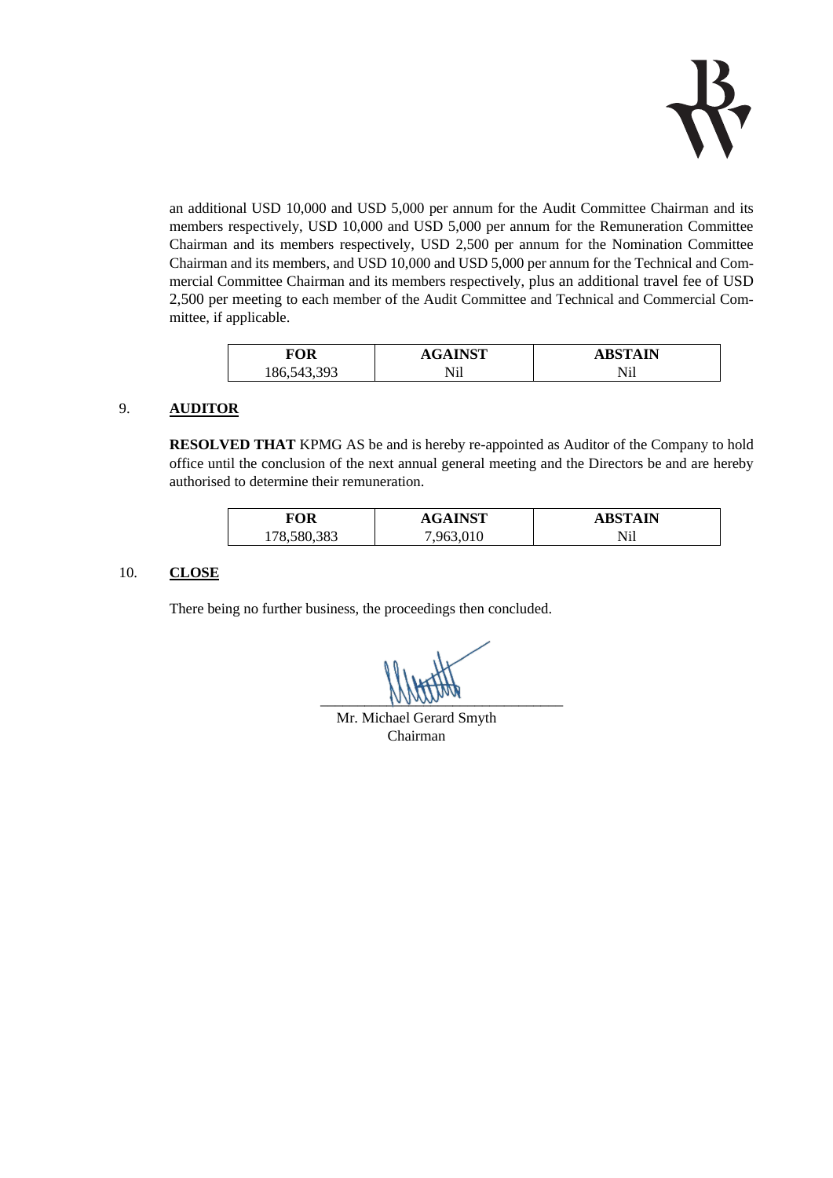an additional USD 10,000 and USD 5,000 per annum for the Audit Committee Chairman and its members respectively, USD 10,000 and USD 5,000 per annum for the Remuneration Committee Chairman and its members respectively, USD 2,500 per annum for the Nomination Committee Chairman and its members, and USD 10,000 and USD 5,000 per annum for the Technical and Commercial Committee Chairman and its members respectively, plus an additional travel fee of USD 2,500 per meeting to each member of the Audit Committee and Technical and Commercial Committee, if applicable.

| FOR | AGAINST | ABSTAIN |
|---|---|---|
| 186,543,393 | Nil | Nil |

9. **AUDITOR**

**RESOLVED THAT** KPMG AS be and is hereby re-appointed as Auditor of the Company to hold office until the conclusion of the next annual general meeting and the Directors be and are hereby authorised to determine their remuneration.

| FOR | AGAINST | ABSTAIN |
|---|---|---|
| 178,580,383 | 7,963,010 | Nil |

10. **CLOSE**

There being no further business, the proceedings then concluded.

Mr. Michael Gerard Smyth
Chairman